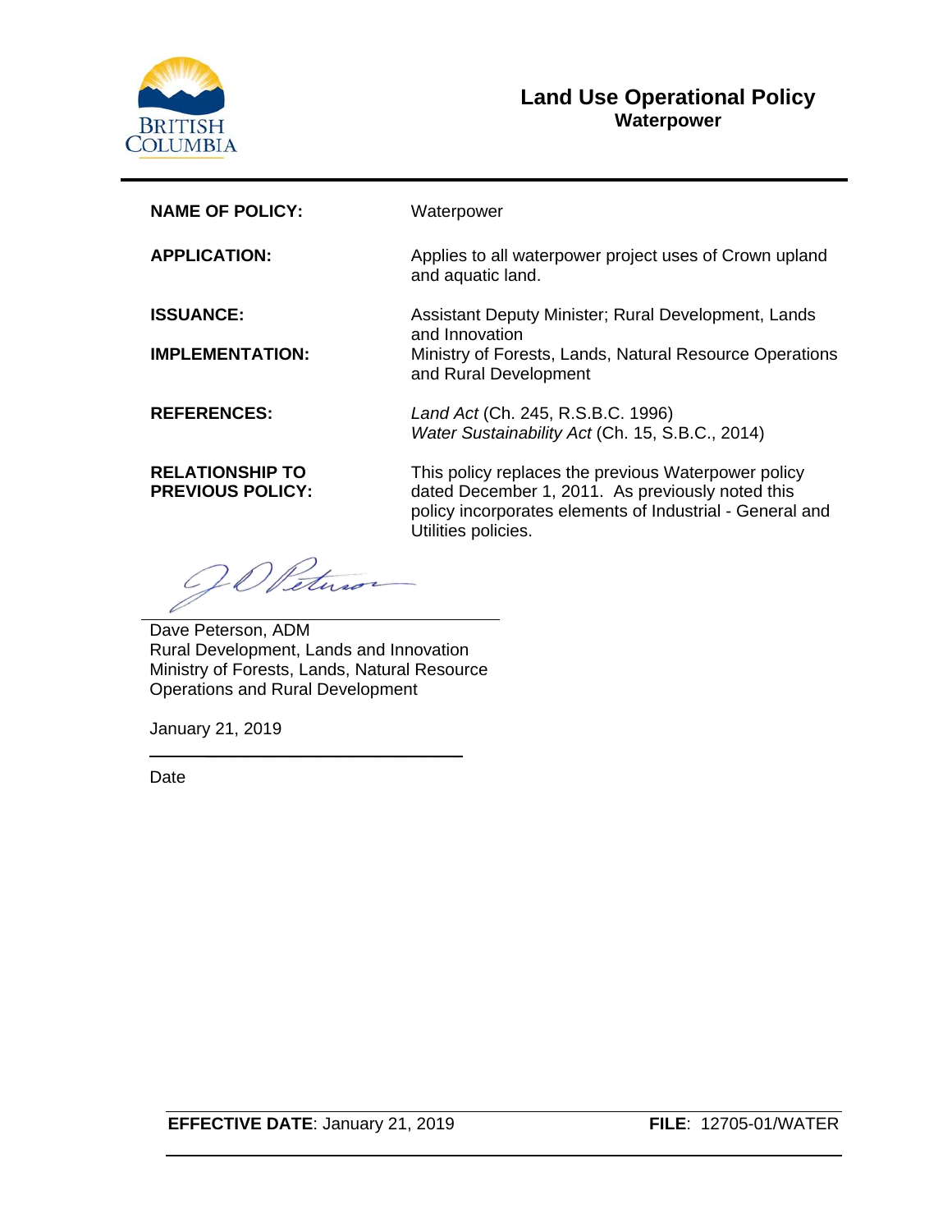# Land Use Operational Policy

## Waterpower

| | |
|---|---|
| **NAME OF POLICY:** | Waterpower |
| **APPLICATION:** | Applies to all waterpower project uses of Crown upland and aquatic land. |
| **ISSUANCE:** | Assistant Deputy Minister; Rural Development, Lands and Innovation |
| **IMPLEMENTATION:** | Ministry of Forests, Lands, Natural Resource Operations and Rural Development |
| **REFERENCES:** | *Land Act* (Ch. 245, R.S.B.C. 1996)<br>*Water Sustainability Act* (Ch. 15, S.B.C., 2014) |
| **RELATIONSHIP TO PREVIOUS POLICY:** | This policy replaces the previous Waterpower policy dated December 1, 2011. As previously noted this policy incorporates elements of Industrial - General and Utilities policies. |

Dave Peterson, ADM
Rural Development, Lands and Innovation
Ministry of Forests, Lands, Natural Resource Operations and Rural Development

January 21, 2019

Date

**EFFECTIVE DATE**: January 21, 2019 **FILE**: 12705-01/WATER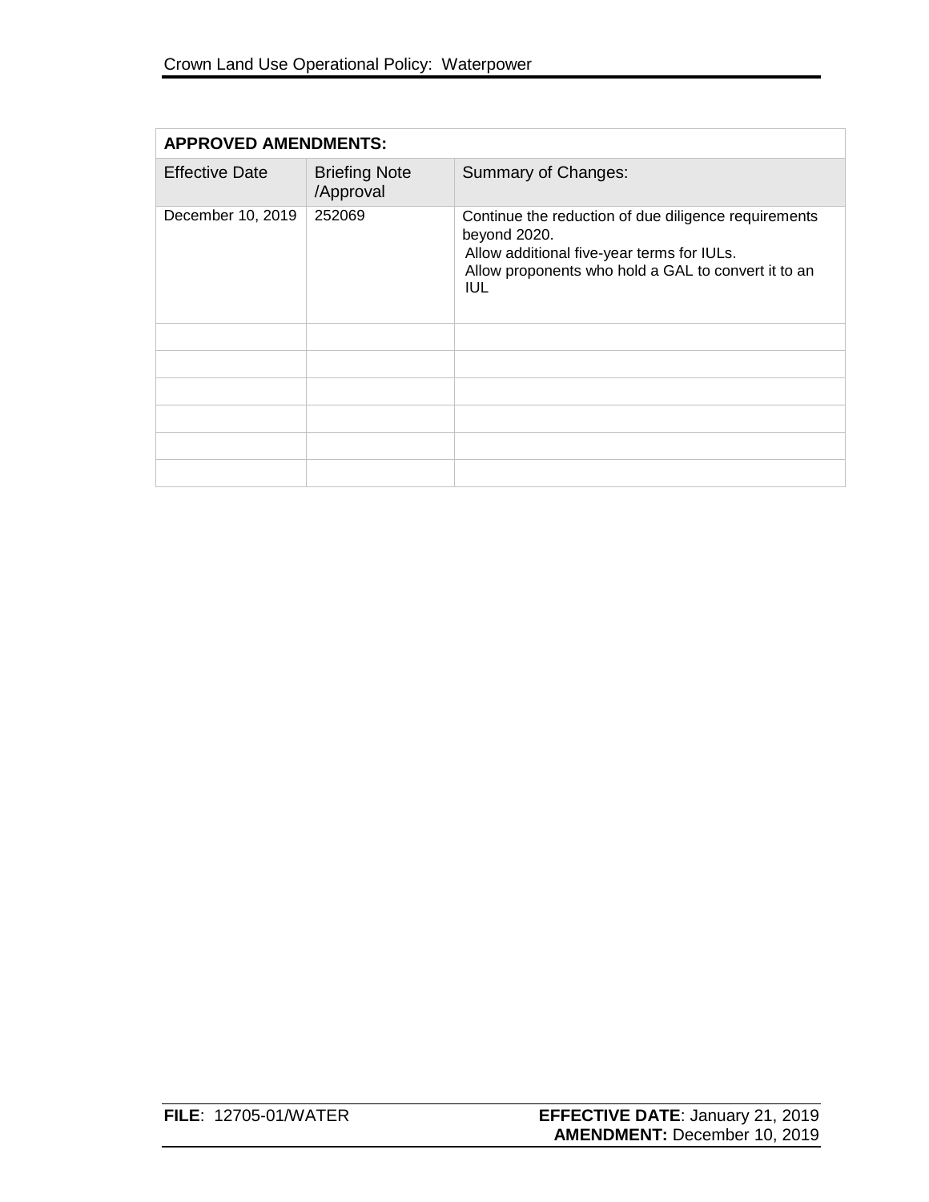| APPROVED AMENDMENTS: | | |
|---|---|---|
| Effective Date | Briefing Note /Approval | Summary of Changes: |
| December 10, 2019 | 252069 | Continue the reduction of due diligence requirements beyond 2020.<br>Allow additional five-year terms for IULs.<br>Allow proponents who hold a GAL to convert it to an IUL |
| | | |
| | | |
| | | |
| | | |
| | | |
| | | |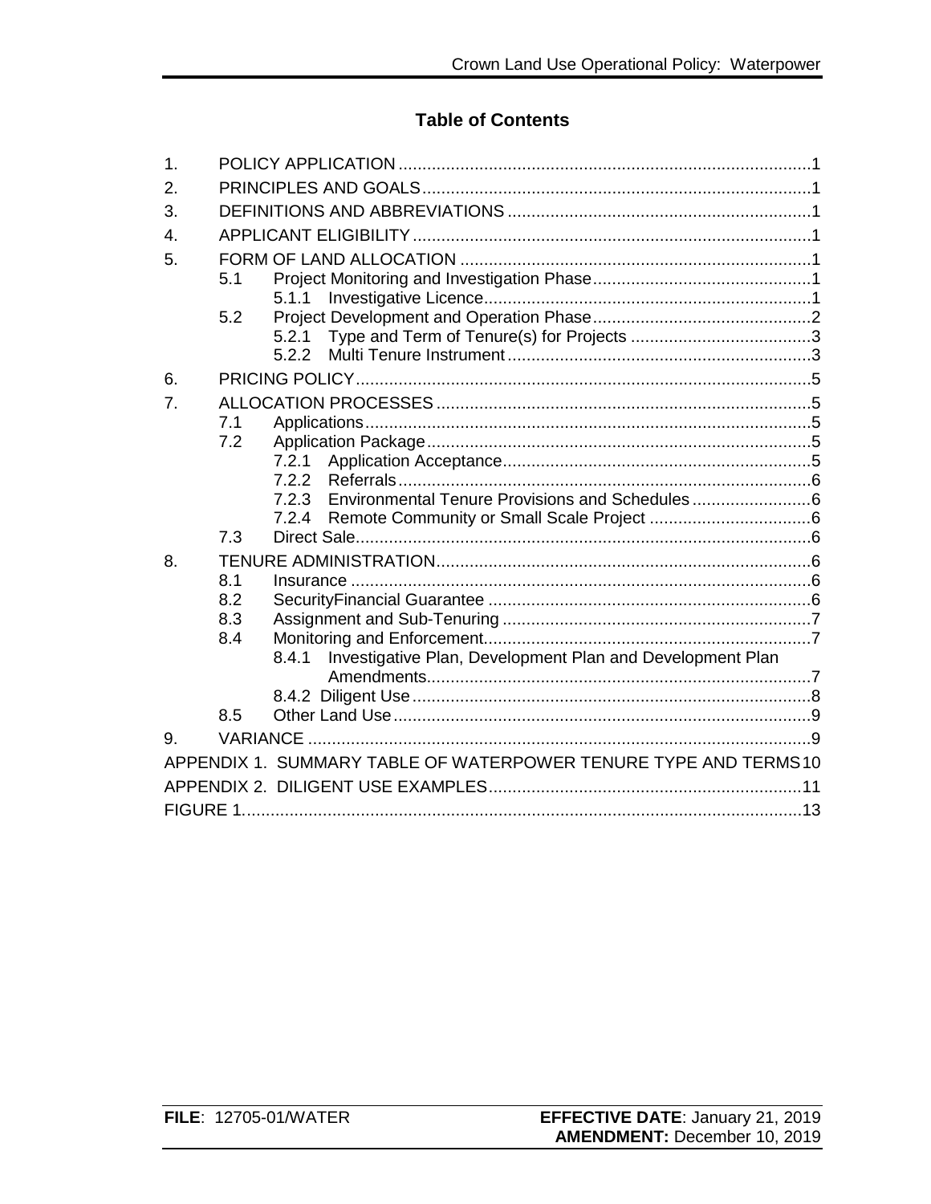## Table of Contents

1. POLICY APPLICATION ....................................................................................... 1
2. PRINCIPLES AND GOALS .................................................................................. 1
3. DEFINITIONS AND ABBREVIATIONS ................................................................ 1
4. APPLICANT ELIGIBILITY .................................................................................... 1
5. FORM OF LAND ALLOCATION .......................................................................... 1
   - 5.1 Project Monitoring and Investigation Phase .............................................. 1
     - 5.1.1 Investigative Licence ...................................................................... 1
   - 5.2 Project Development and Operation Phase ............................................... 2
     - 5.2.1 Type and Term of Tenure(s) for Projects ...................................... 3
     - 5.2.2 Multi Tenure Instrument ................................................................ 3
6. PRICING POLICY ................................................................................................ 5
7. ALLOCATION PROCESSES ............................................................................... 5
   - 7.1 Applications .............................................................................................. 5
   - 7.2 Application Package ................................................................................. 5
     - 7.2.1 Application Acceptance ................................................................. 5
     - 7.2.2 Referrals ....................................................................................... 6
     - 7.2.3 Environmental Tenure Provisions and Schedules ......................... 6
     - 7.2.4 Remote Community or Small Scale Project .................................. 6
   - 7.3 Direct Sale ................................................................................................ 6
8. TENURE ADMINISTRATION ............................................................................... 6
   - 8.1 Insurance ................................................................................................. 6
   - 8.2 SecurityFinancial Guarantee .................................................................... 6
   - 8.3 Assignment and Sub-Tenuring ................................................................. 7
   - 8.4 Monitoring and Enforcement ..................................................................... 7
     - 8.4.1 Investigative Plan, Development Plan and Development Plan Amendments ................................................................................. 7
     - 8.4.2 Diligent Use .................................................................................... 8
   - 8.5 Other Land Use ........................................................................................ 9
9. VARIANCE .......................................................................................................... 9

APPENDIX 1. SUMMARY TABLE OF WATERPOWER TENURE TYPE AND TERMS 10

APPENDIX 2. DILIGENT USE EXAMPLES ................................................................. 11

FIGURE 1 ..................................................................................................................... 13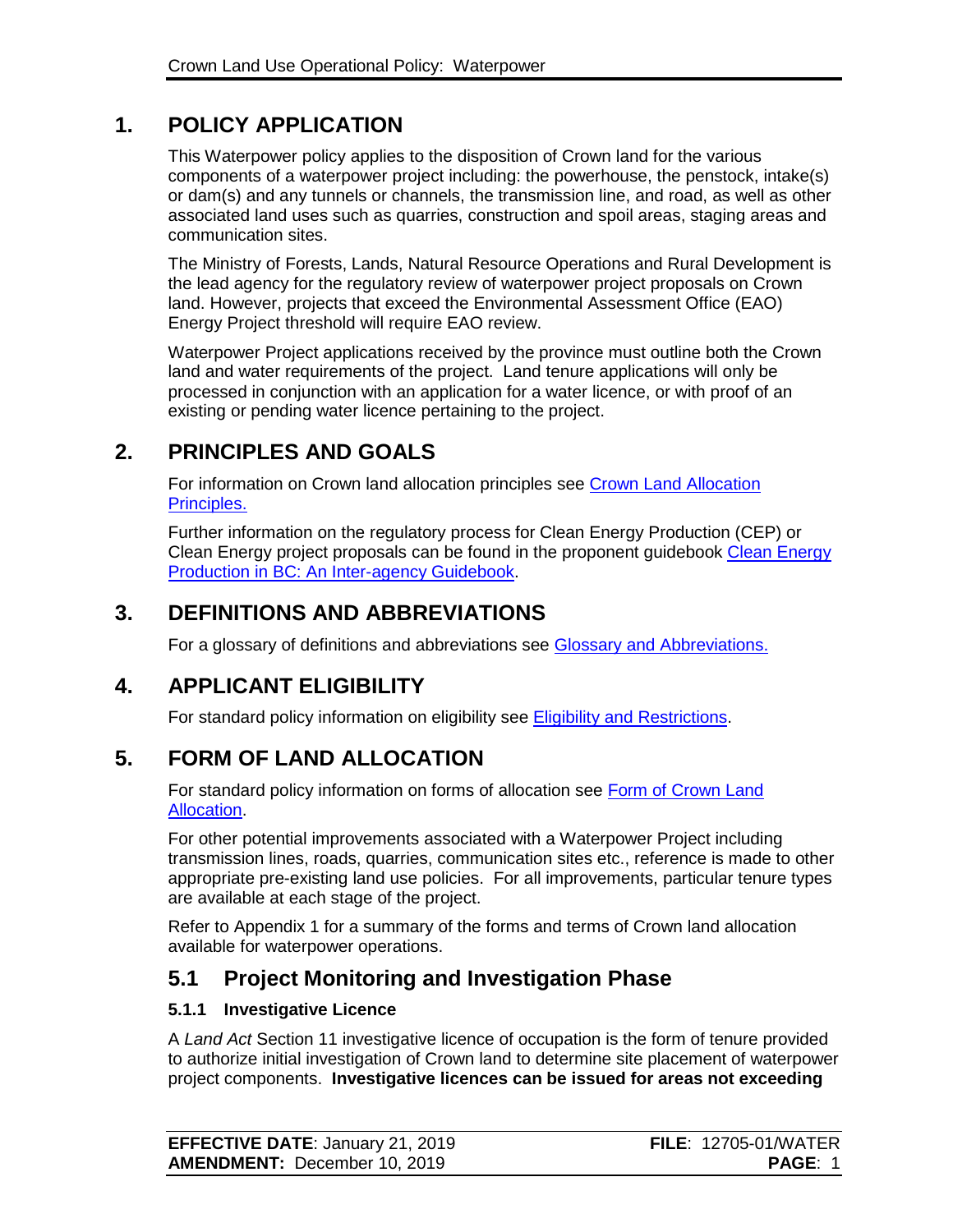# 1. POLICY APPLICATION

This Waterpower policy applies to the disposition of Crown land for the various components of a waterpower project including: the powerhouse, the penstock, intake(s) or dam(s) and any tunnels or channels, the transmission line, and road, as well as other associated land uses such as quarries, construction and spoil areas, staging areas and communication sites.

The Ministry of Forests, Lands, Natural Resource Operations and Rural Development is the lead agency for the regulatory review of waterpower project proposals on Crown land. However, projects that exceed the Environmental Assessment Office (EAO) Energy Project threshold will require EAO review.

Waterpower Project applications received by the province must outline both the Crown land and water requirements of the project. Land tenure applications will only be processed in conjunction with an application for a water licence, or with proof of an existing or pending water licence pertaining to the project.

# 2. PRINCIPLES AND GOALS

For information on Crown land allocation principles see Crown Land Allocation Principles.

Further information on the regulatory process for Clean Energy Production (CEP) or Clean Energy project proposals can be found in the proponent guidebook Clean Energy Production in BC: An Inter-agency Guidebook.

# 3. DEFINITIONS AND ABBREVIATIONS

For a glossary of definitions and abbreviations see Glossary and Abbreviations.

# 4. APPLICANT ELIGIBILITY

For standard policy information on eligibility see Eligibility and Restrictions.

# 5. FORM OF LAND ALLOCATION

For standard policy information on forms of allocation see Form of Crown Land Allocation.

For other potential improvements associated with a Waterpower Project including transmission lines, roads, quarries, communication sites etc., reference is made to other appropriate pre-existing land use policies. For all improvements, particular tenure types are available at each stage of the project.

Refer to Appendix 1 for a summary of the forms and terms of Crown land allocation available for waterpower operations.

## 5.1 Project Monitoring and Investigation Phase

### 5.1.1 Investigative Licence

A *Land Act* Section 11 investigative licence of occupation is the form of tenure provided to authorize initial investigation of Crown land to determine site placement of waterpower project components. **Investigative licences can be issued for areas not exceeding**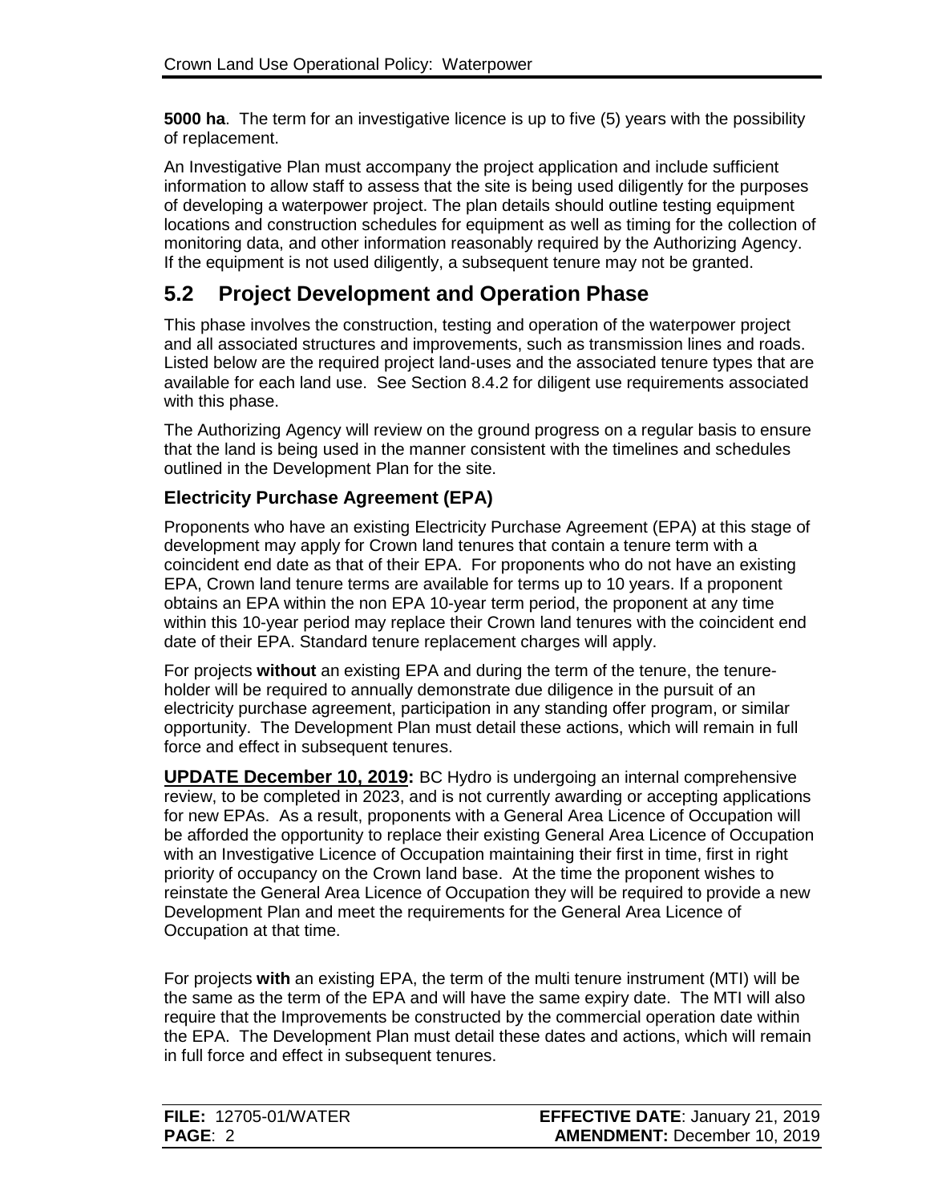**5000 ha**. The term for an investigative licence is up to five (5) years with the possibility of replacement.

An Investigative Plan must accompany the project application and include sufficient information to allow staff to assess that the site is being used diligently for the purposes of developing a waterpower project. The plan details should outline testing equipment locations and construction schedules for equipment as well as timing for the collection of monitoring data, and other information reasonably required by the Authorizing Agency. If the equipment is not used diligently, a subsequent tenure may not be granted.

## 5.2 Project Development and Operation Phase

This phase involves the construction, testing and operation of the waterpower project and all associated structures and improvements, such as transmission lines and roads. Listed below are the required project land-uses and the associated tenure types that are available for each land use. See Section 8.4.2 for diligent use requirements associated with this phase.

The Authorizing Agency will review on the ground progress on a regular basis to ensure that the land is being used in the manner consistent with the timelines and schedules outlined in the Development Plan for the site.

### Electricity Purchase Agreement (EPA)

Proponents who have an existing Electricity Purchase Agreement (EPA) at this stage of development may apply for Crown land tenures that contain a tenure term with a coincident end date as that of their EPA. For proponents who do not have an existing EPA, Crown land tenure terms are available for terms up to 10 years. If a proponent obtains an EPA within the non EPA 10-year term period, the proponent at any time within this 10-year period may replace their Crown land tenures with the coincident end date of their EPA. Standard tenure replacement charges will apply.

For projects **without** an existing EPA and during the term of the tenure, the tenure-holder will be required to annually demonstrate due diligence in the pursuit of an electricity purchase agreement, participation in any standing offer program, or similar opportunity. The Development Plan must detail these actions, which will remain in full force and effect in subsequent tenures.

**UPDATE December 10, 2019:** BC Hydro is undergoing an internal comprehensive review, to be completed in 2023, and is not currently awarding or accepting applications for new EPAs. As a result, proponents with a General Area Licence of Occupation will be afforded the opportunity to replace their existing General Area Licence of Occupation with an Investigative Licence of Occupation maintaining their first in time, first in right priority of occupancy on the Crown land base. At the time the proponent wishes to reinstate the General Area Licence of Occupation they will be required to provide a new Development Plan and meet the requirements for the General Area Licence of Occupation at that time.

For projects **with** an existing EPA, the term of the multi tenure instrument (MTI) will be the same as the term of the EPA and will have the same expiry date. The MTI will also require that the Improvements be constructed by the commercial operation date within the EPA. The Development Plan must detail these dates and actions, which will remain in full force and effect in subsequent tenures.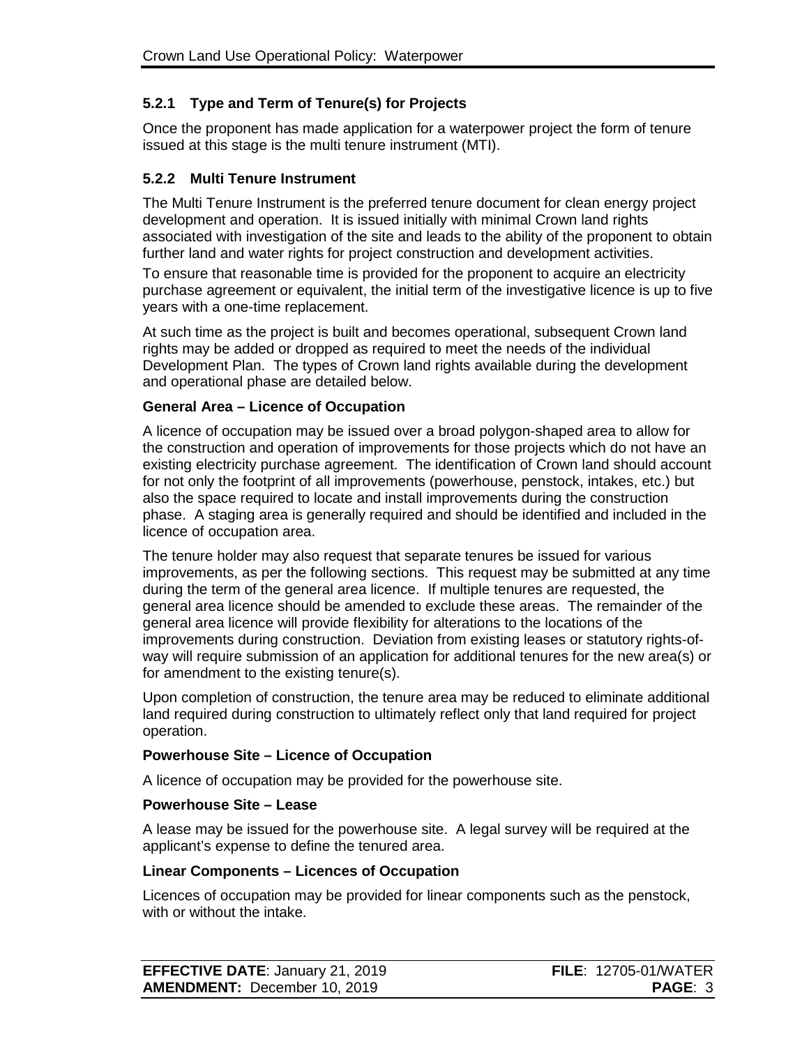### 5.2.1 Type and Term of Tenure(s) for Projects

Once the proponent has made application for a waterpower project the form of tenure issued at this stage is the multi tenure instrument (MTI).

### 5.2.2 Multi Tenure Instrument

The Multi Tenure Instrument is the preferred tenure document for clean energy project development and operation. It is issued initially with minimal Crown land rights associated with investigation of the site and leads to the ability of the proponent to obtain further land and water rights for project construction and development activities.

To ensure that reasonable time is provided for the proponent to acquire an electricity purchase agreement or equivalent, the initial term of the investigative licence is up to five years with a one-time replacement.

At such time as the project is built and becomes operational, subsequent Crown land rights may be added or dropped as required to meet the needs of the individual Development Plan. The types of Crown land rights available during the development and operational phase are detailed below.

**General Area – Licence of Occupation**

A licence of occupation may be issued over a broad polygon-shaped area to allow for the construction and operation of improvements for those projects which do not have an existing electricity purchase agreement. The identification of Crown land should account for not only the footprint of all improvements (powerhouse, penstock, intakes, etc.) but also the space required to locate and install improvements during the construction phase. A staging area is generally required and should be identified and included in the licence of occupation area.

The tenure holder may also request that separate tenures be issued for various improvements, as per the following sections. This request may be submitted at any time during the term of the general area licence. If multiple tenures are requested, the general area licence should be amended to exclude these areas. The remainder of the general area licence will provide flexibility for alterations to the locations of the improvements during construction. Deviation from existing leases or statutory rights-of-way will require submission of an application for additional tenures for the new area(s) or for amendment to the existing tenure(s).

Upon completion of construction, the tenure area may be reduced to eliminate additional land required during construction to ultimately reflect only that land required for project operation.

**Powerhouse Site – Licence of Occupation**

A licence of occupation may be provided for the powerhouse site.

**Powerhouse Site – Lease**

A lease may be issued for the powerhouse site. A legal survey will be required at the applicant's expense to define the tenured area.

**Linear Components – Licences of Occupation**

Licences of occupation may be provided for linear components such as the penstock, with or without the intake.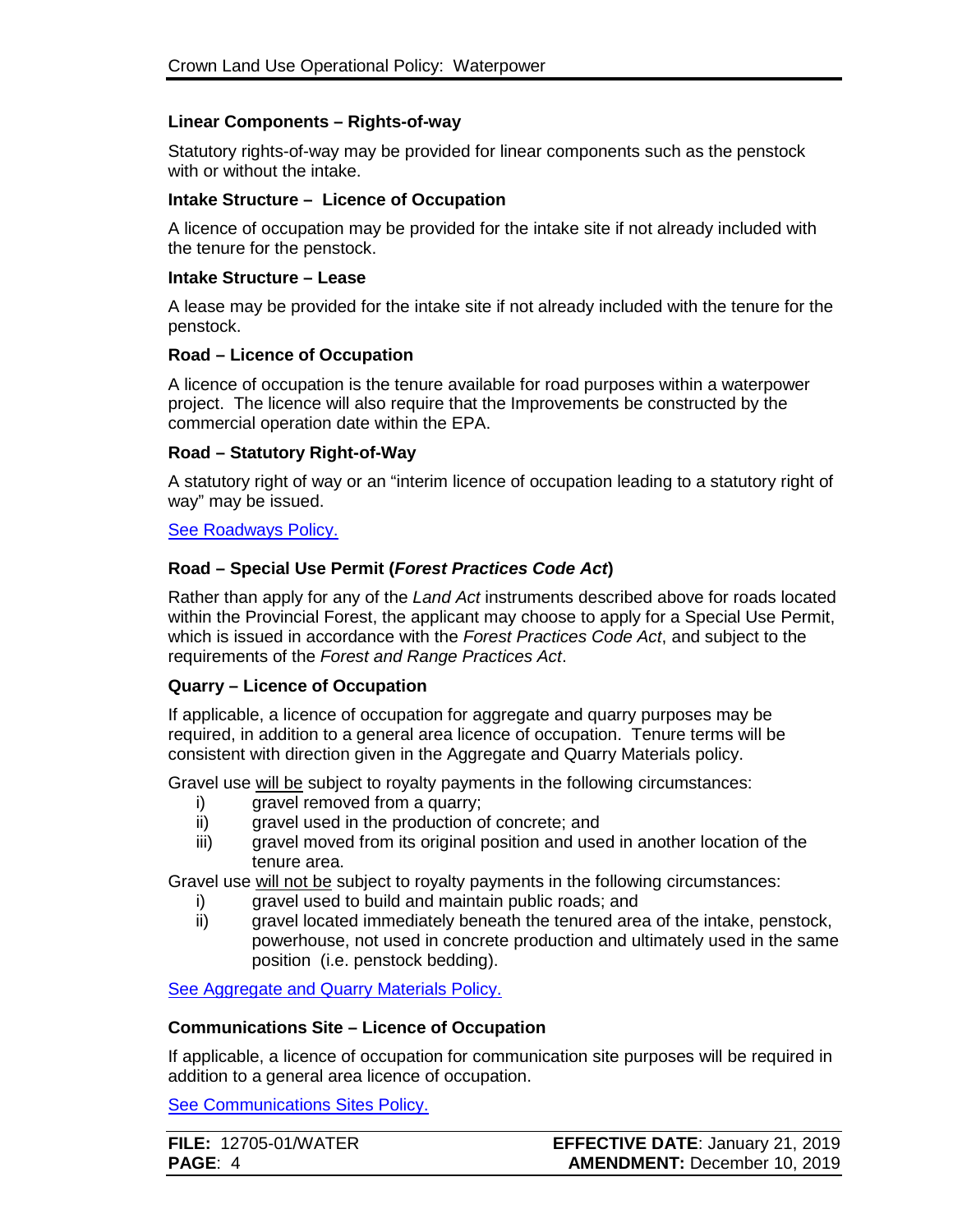### Linear Components – Rights-of-way

Statutory rights-of-way may be provided for linear components such as the penstock with or without the intake.

### Intake Structure – Licence of Occupation

A licence of occupation may be provided for the intake site if not already included with the tenure for the penstock.

### Intake Structure – Lease

A lease may be provided for the intake site if not already included with the tenure for the penstock.

### Road – Licence of Occupation

A licence of occupation is the tenure available for road purposes within a waterpower project. The licence will also require that the Improvements be constructed by the commercial operation date within the EPA.

### Road – Statutory Right-of-Way

A statutory right of way or an "interim licence of occupation leading to a statutory right of way" may be issued.

See Roadways Policy.

### Road – Special Use Permit (*Forest Practices Code Act*)

Rather than apply for any of the *Land Act* instruments described above for roads located within the Provincial Forest, the applicant may choose to apply for a Special Use Permit, which is issued in accordance with the *Forest Practices Code Act*, and subject to the requirements of the *Forest and Range Practices Act*.

### Quarry – Licence of Occupation

If applicable, a licence of occupation for aggregate and quarry purposes may be required, in addition to a general area licence of occupation. Tenure terms will be consistent with direction given in the Aggregate and Quarry Materials policy.

Gravel use will be subject to royalty payments in the following circumstances:

- i) gravel removed from a quarry;
- ii) gravel used in the production of concrete; and
- iii) gravel moved from its original position and used in another location of the tenure area.

Gravel use will not be subject to royalty payments in the following circumstances:

- i) gravel used to build and maintain public roads; and
- ii) gravel located immediately beneath the tenured area of the intake, penstock, powerhouse, not used in concrete production and ultimately used in the same position (i.e. penstock bedding).

See Aggregate and Quarry Materials Policy.

### Communications Site – Licence of Occupation

If applicable, a licence of occupation for communication site purposes will be required in addition to a general area licence of occupation.

See Communications Sites Policy.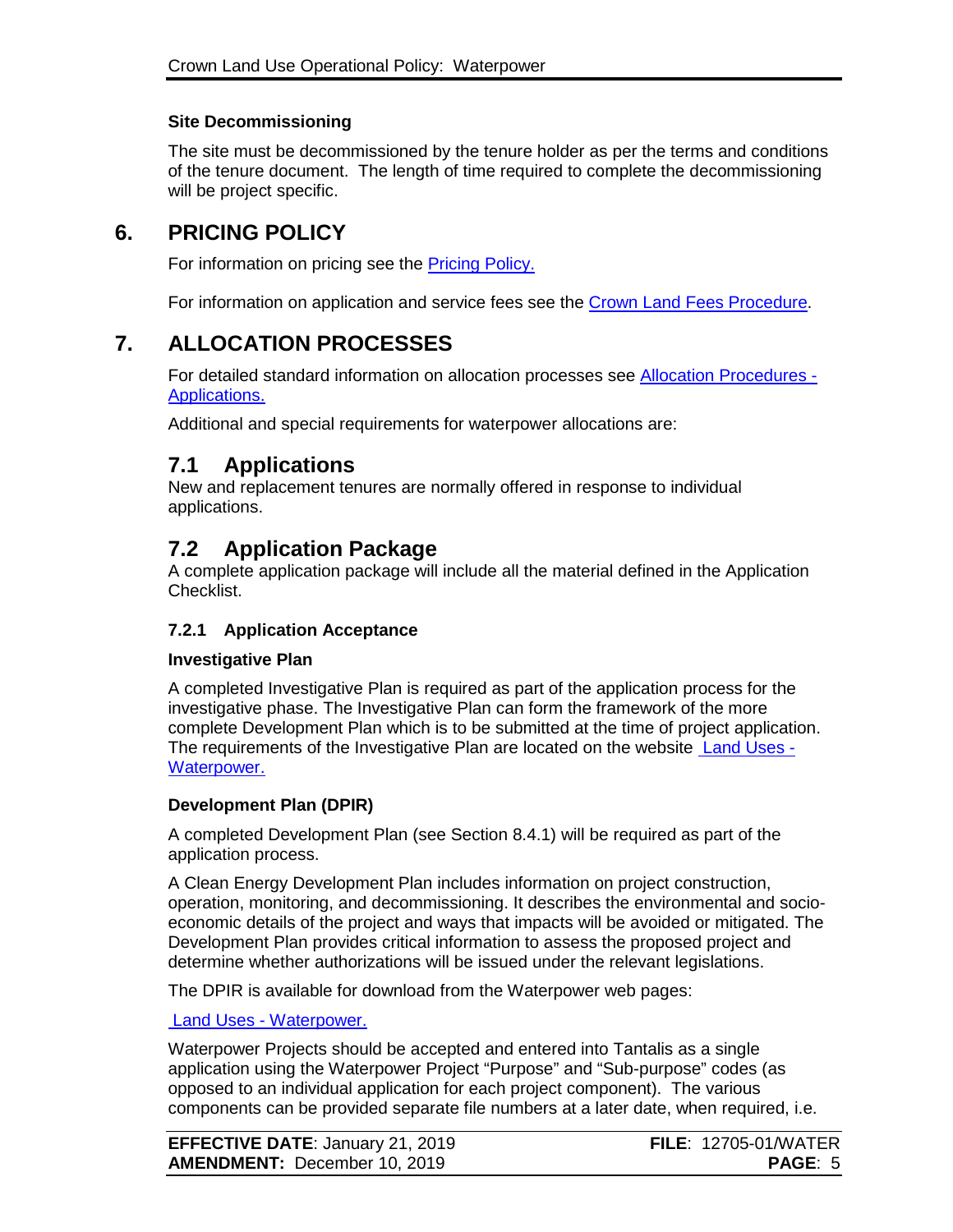#### Site Decommissioning

The site must be decommissioned by the tenure holder as per the terms and conditions of the tenure document. The length of time required to complete the decommissioning will be project specific.

## 6. PRICING POLICY

For information on pricing see the Pricing Policy.

For information on application and service fees see the Crown Land Fees Procedure.

## 7. ALLOCATION PROCESSES

For detailed standard information on allocation processes see Allocation Procedures - Applications.

Additional and special requirements for waterpower allocations are:

### 7.1 Applications

New and replacement tenures are normally offered in response to individual applications.

### 7.2 Application Package

A complete application package will include all the material defined in the Application Checklist.

#### 7.2.1 Application Acceptance

**Investigative Plan**

A completed Investigative Plan is required as part of the application process for the investigative phase. The Investigative Plan can form the framework of the more complete Development Plan which is to be submitted at the time of project application. The requirements of the Investigative Plan are located on the website Land Uses - Waterpower.

**Development Plan (DPIR)**

A completed Development Plan (see Section 8.4.1) will be required as part of the application process.

A Clean Energy Development Plan includes information on project construction, operation, monitoring, and decommissioning. It describes the environmental and socio-economic details of the project and ways that impacts will be avoided or mitigated. The Development Plan provides critical information to assess the proposed project and determine whether authorizations will be issued under the relevant legislations.

The DPIR is available for download from the Waterpower web pages:

Land Uses - Waterpower.

Waterpower Projects should be accepted and entered into Tantalis as a single application using the Waterpower Project "Purpose" and "Sub-purpose" codes (as opposed to an individual application for each project component). The various components can be provided separate file numbers at a later date, when required, i.e.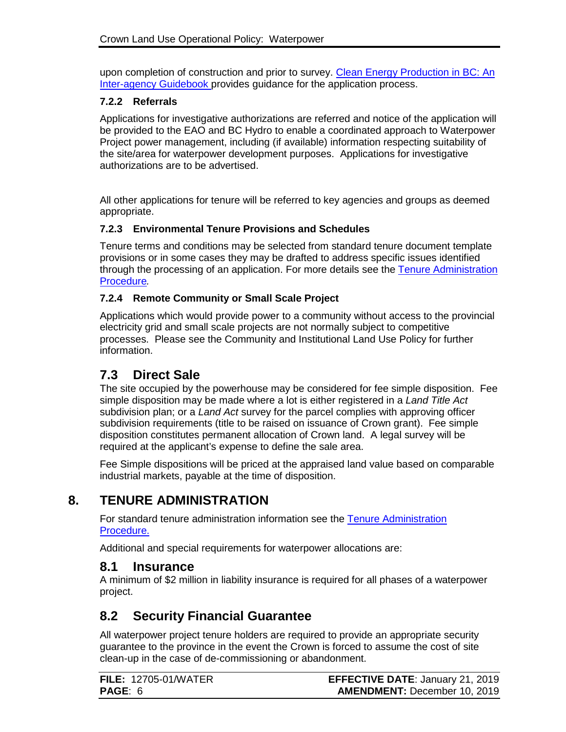upon completion of construction and prior to survey. Clean Energy Production in BC: An Inter-agency Guidebook provides guidance for the application process.

#### 7.2.2 Referrals

Applications for investigative authorizations are referred and notice of the application will be provided to the EAO and BC Hydro to enable a coordinated approach to Waterpower Project power management, including (if available) information respecting suitability of the site/area for waterpower development purposes. Applications for investigative authorizations are to be advertised.

All other applications for tenure will be referred to key agencies and groups as deemed appropriate.

#### 7.2.3 Environmental Tenure Provisions and Schedules

Tenure terms and conditions may be selected from standard tenure document template provisions or in some cases they may be drafted to address specific issues identified through the processing of an application. For more details see the Tenure Administration Procedure*.*

#### 7.2.4 Remote Community or Small Scale Project

Applications which would provide power to a community without access to the provincial electricity grid and small scale projects are not normally subject to competitive processes. Please see the Community and Institutional Land Use Policy for further information.

## 7.3 Direct Sale

The site occupied by the powerhouse may be considered for fee simple disposition. Fee simple disposition may be made where a lot is either registered in a *Land Title Act* subdivision plan; or a *Land Act* survey for the parcel complies with approving officer subdivision requirements (title to be raised on issuance of Crown grant). Fee simple disposition constitutes permanent allocation of Crown land. A legal survey will be required at the applicant's expense to define the sale area.

Fee Simple dispositions will be priced at the appraised land value based on comparable industrial markets, payable at the time of disposition.

# 8. TENURE ADMINISTRATION

For standard tenure administration information see the Tenure Administration Procedure.

Additional and special requirements for waterpower allocations are:

## 8.1 Insurance

A minimum of $2 million in liability insurance is required for all phases of a waterpower project.

## 8.2 Security Financial Guarantee

All waterpower project tenure holders are required to provide an appropriate security guarantee to the province in the event the Crown is forced to assume the cost of site clean-up in the case of de-commissioning or abandonment.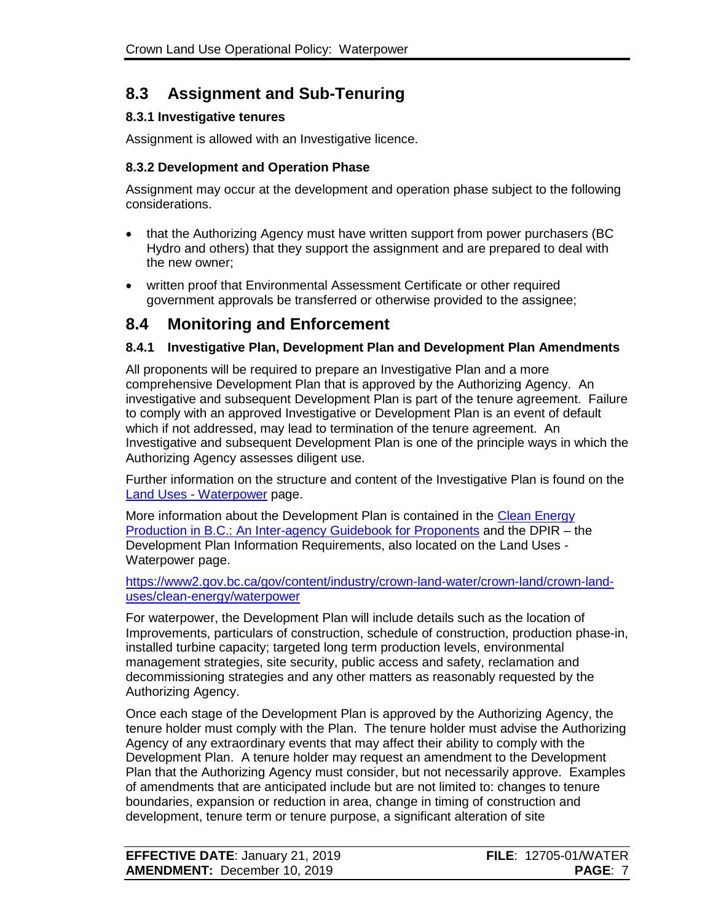## 8.3 Assignment and Sub-Tenuring

### 8.3.1 Investigative tenures

Assignment is allowed with an Investigative licence.

### 8.3.2 Development and Operation Phase

Assignment may occur at the development and operation phase subject to the following considerations.

- that the Authorizing Agency must have written support from power purchasers (BC Hydro and others) that they support the assignment and are prepared to deal with the new owner;
- written proof that Environmental Assessment Certificate or other required government approvals be transferred or otherwise provided to the assignee;

## 8.4 Monitoring and Enforcement

### 8.4.1 Investigative Plan, Development Plan and Development Plan Amendments

All proponents will be required to prepare an Investigative Plan and a more comprehensive Development Plan that is approved by the Authorizing Agency. An investigative and subsequent Development Plan is part of the tenure agreement. Failure to comply with an approved Investigative or Development Plan is an event of default which if not addressed, may lead to termination of the tenure agreement. An Investigative and subsequent Development Plan is one of the principle ways in which the Authorizing Agency assesses diligent use.

Further information on the structure and content of the Investigative Plan is found on the Land Uses - Waterpower page.

More information about the Development Plan is contained in the Clean Energy Production in B.C.: An Inter-agency Guidebook for Proponents and the DPIR – the Development Plan Information Requirements, also located on the Land Uses - Waterpower page.

https://www2.gov.bc.ca/gov/content/industry/crown-land-water/crown-land/crown-land-uses/clean-energy/waterpower

For waterpower, the Development Plan will include details such as the location of Improvements, particulars of construction, schedule of construction, production phase-in, installed turbine capacity; targeted long term production levels, environmental management strategies, site security, public access and safety, reclamation and decommissioning strategies and any other matters as reasonably requested by the Authorizing Agency.

Once each stage of the Development Plan is approved by the Authorizing Agency, the tenure holder must comply with the Plan. The tenure holder must advise the Authorizing Agency of any extraordinary events that may affect their ability to comply with the Development Plan. A tenure holder may request an amendment to the Development Plan that the Authorizing Agency must consider, but not necessarily approve. Examples of amendments that are anticipated include but are not limited to: changes to tenure boundaries, expansion or reduction in area, change in timing of construction and development, tenure term or tenure purpose, a significant alteration of site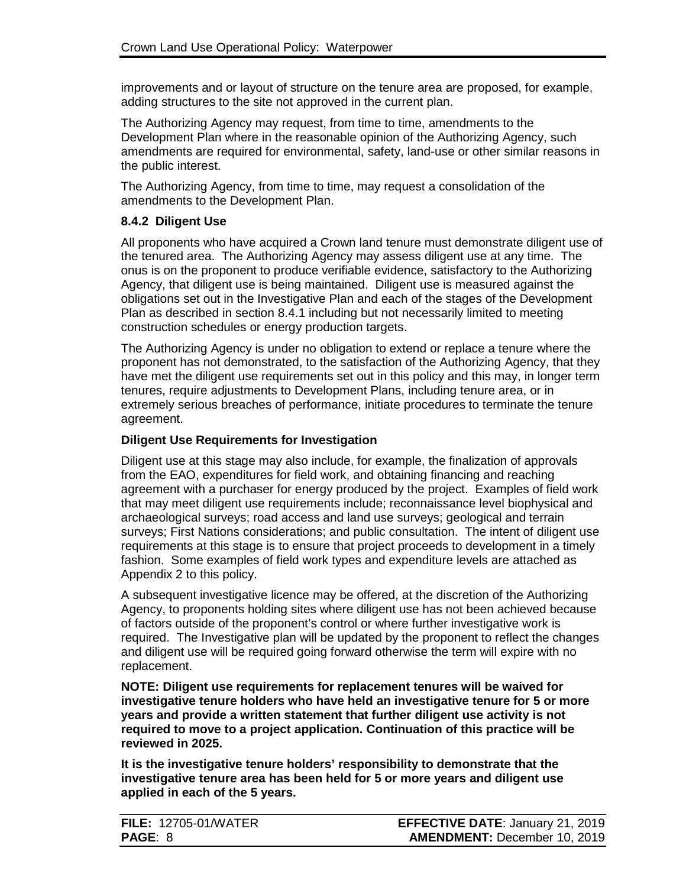improvements and or layout of structure on the tenure area are proposed, for example, adding structures to the site not approved in the current plan.

The Authorizing Agency may request, from time to time, amendments to the Development Plan where in the reasonable opinion of the Authorizing Agency, such amendments are required for environmental, safety, land-use or other similar reasons in the public interest.

The Authorizing Agency, from time to time, may request a consolidation of the amendments to the Development Plan.

### 8.4.2 Diligent Use

All proponents who have acquired a Crown land tenure must demonstrate diligent use of the tenured area. The Authorizing Agency may assess diligent use at any time. The onus is on the proponent to produce verifiable evidence, satisfactory to the Authorizing Agency, that diligent use is being maintained. Diligent use is measured against the obligations set out in the Investigative Plan and each of the stages of the Development Plan as described in section 8.4.1 including but not necessarily limited to meeting construction schedules or energy production targets.

The Authorizing Agency is under no obligation to extend or replace a tenure where the proponent has not demonstrated, to the satisfaction of the Authorizing Agency, that they have met the diligent use requirements set out in this policy and this may, in longer term tenures, require adjustments to Development Plans, including tenure area, or in extremely serious breaches of performance, initiate procedures to terminate the tenure agreement.

#### Diligent Use Requirements for Investigation

Diligent use at this stage may also include, for example, the finalization of approvals from the EAO, expenditures for field work, and obtaining financing and reaching agreement with a purchaser for energy produced by the project. Examples of field work that may meet diligent use requirements include; reconnaissance level biophysical and archaeological surveys; road access and land use surveys; geological and terrain surveys; First Nations considerations; and public consultation. The intent of diligent use requirements at this stage is to ensure that project proceeds to development in a timely fashion. Some examples of field work types and expenditure levels are attached as Appendix 2 to this policy.

A subsequent investigative licence may be offered, at the discretion of the Authorizing Agency, to proponents holding sites where diligent use has not been achieved because of factors outside of the proponent's control or where further investigative work is required. The Investigative plan will be updated by the proponent to reflect the changes and diligent use will be required going forward otherwise the term will expire with no replacement.

**NOTE: Diligent use requirements for replacement tenures will be waived for investigative tenure holders who have held an investigative tenure for 5 or more years and provide a written statement that further diligent use activity is not required to move to a project application. Continuation of this practice will be reviewed in 2025.**

**It is the investigative tenure holders' responsibility to demonstrate that the investigative tenure area has been held for 5 or more years and diligent use applied in each of the 5 years.**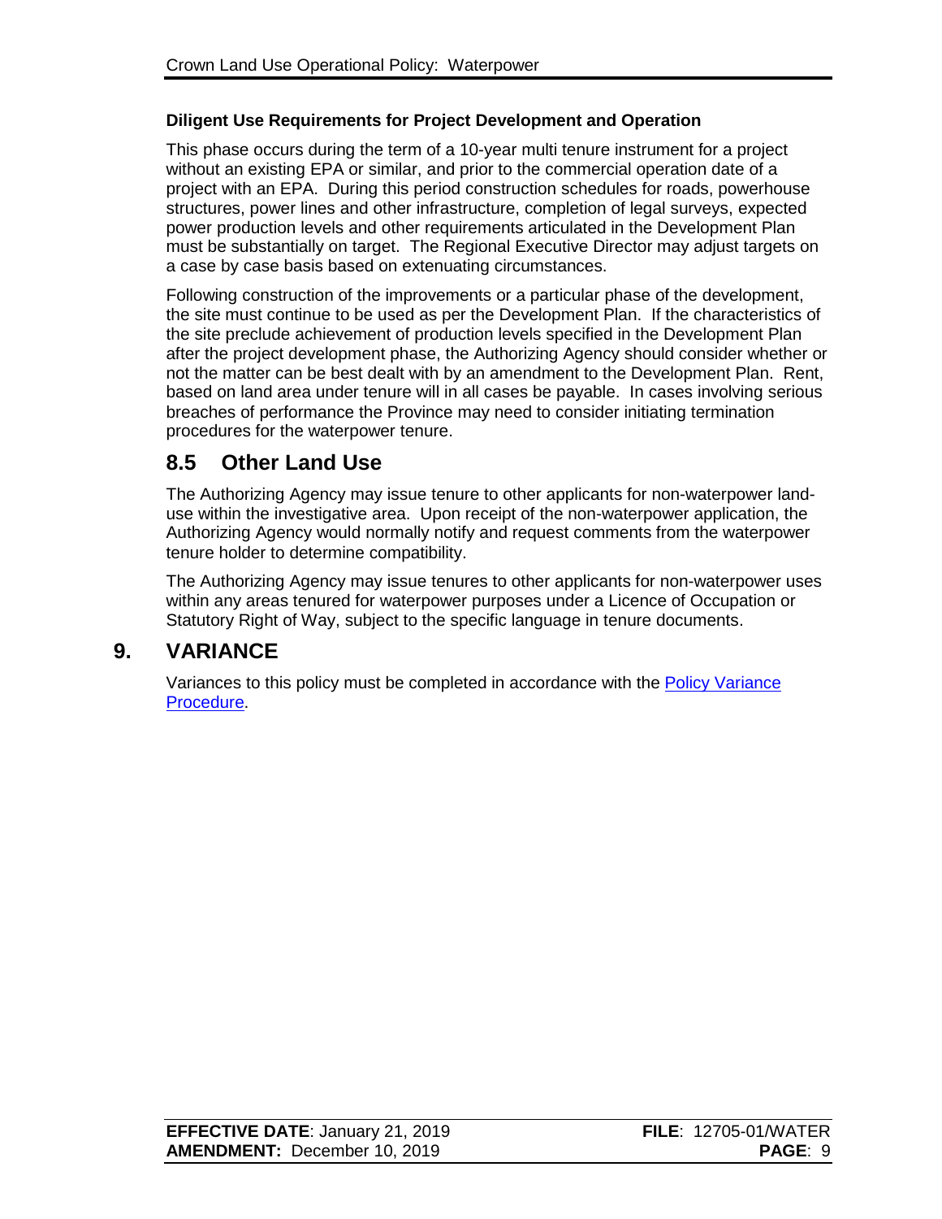**Diligent Use Requirements for Project Development and Operation**

This phase occurs during the term of a 10-year multi tenure instrument for a project without an existing EPA or similar, and prior to the commercial operation date of a project with an EPA. During this period construction schedules for roads, powerhouse structures, power lines and other infrastructure, completion of legal surveys, expected power production levels and other requirements articulated in the Development Plan must be substantially on target. The Regional Executive Director may adjust targets on a case by case basis based on extenuating circumstances.

Following construction of the improvements or a particular phase of the development, the site must continue to be used as per the Development Plan. If the characteristics of the site preclude achievement of production levels specified in the Development Plan after the project development phase, the Authorizing Agency should consider whether or not the matter can be best dealt with by an amendment to the Development Plan. Rent, based on land area under tenure will in all cases be payable. In cases involving serious breaches of performance the Province may need to consider initiating termination procedures for the waterpower tenure.

## 8.5 Other Land Use

The Authorizing Agency may issue tenure to other applicants for non-waterpower land-use within the investigative area. Upon receipt of the non-waterpower application, the Authorizing Agency would normally notify and request comments from the waterpower tenure holder to determine compatibility.

The Authorizing Agency may issue tenures to other applicants for non-waterpower uses within any areas tenured for waterpower purposes under a Licence of Occupation or Statutory Right of Way, subject to the specific language in tenure documents.

# 9. VARIANCE

Variances to this policy must be completed in accordance with the Policy Variance Procedure.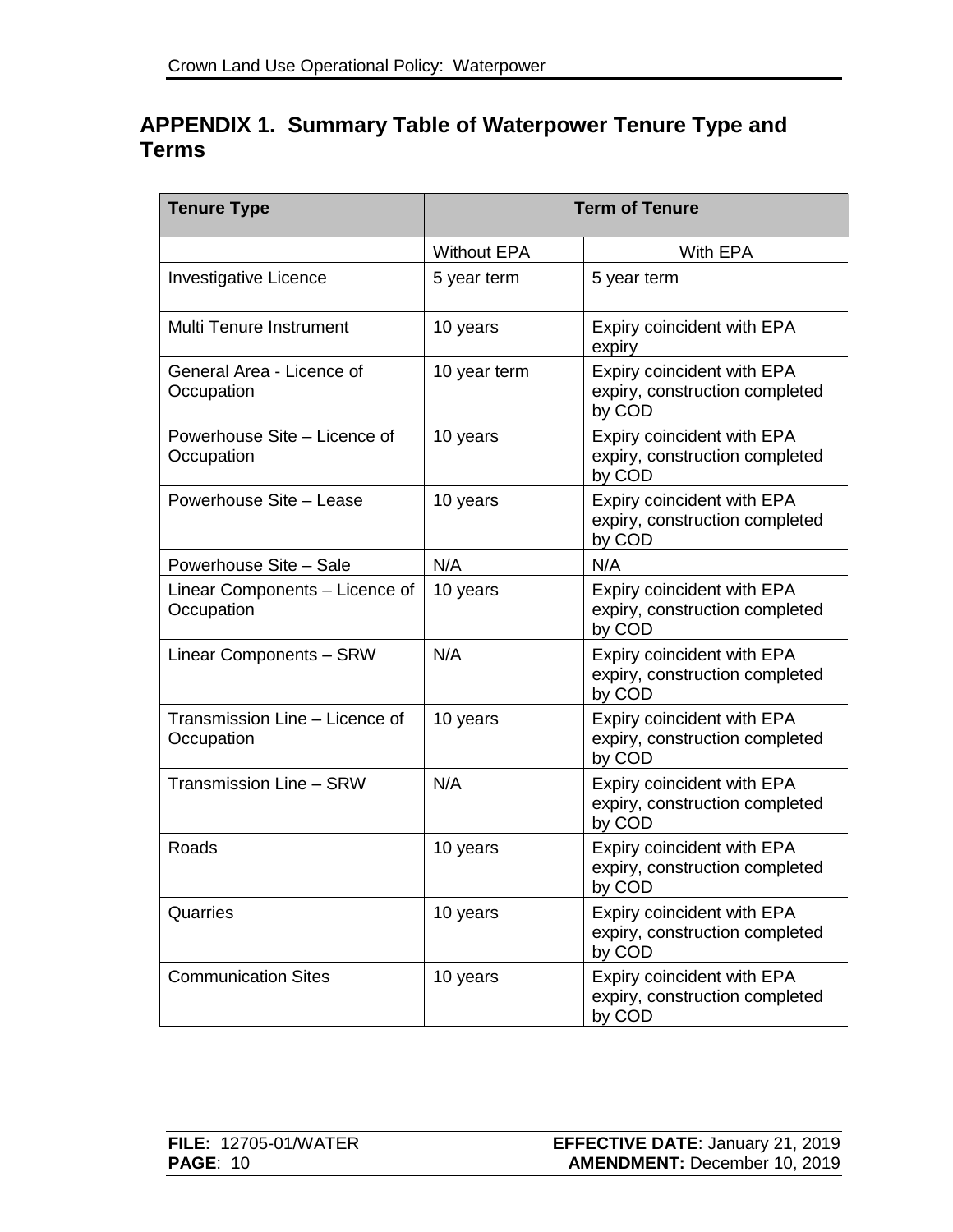## APPENDIX 1. Summary Table of Waterpower Tenure Type and Terms

| Tenure Type | Term of Tenure | |
|---|---|---|
| | Without EPA | With EPA |
| Investigative Licence | 5 year term | 5 year term |
| Multi Tenure Instrument | 10 years | Expiry coincident with EPA expiry |
| General Area - Licence of Occupation | 10 year term | Expiry coincident with EPA expiry, construction completed by COD |
| Powerhouse Site – Licence of Occupation | 10 years | Expiry coincident with EPA expiry, construction completed by COD |
| Powerhouse Site – Lease | 10 years | Expiry coincident with EPA expiry, construction completed by COD |
| Powerhouse Site – Sale | N/A | N/A |
| Linear Components – Licence of Occupation | 10 years | Expiry coincident with EPA expiry, construction completed by COD |
| Linear Components – SRW | N/A | Expiry coincident with EPA expiry, construction completed by COD |
| Transmission Line – Licence of Occupation | 10 years | Expiry coincident with EPA expiry, construction completed by COD |
| Transmission Line – SRW | N/A | Expiry coincident with EPA expiry, construction completed by COD |
| Roads | 10 years | Expiry coincident with EPA expiry, construction completed by COD |
| Quarries | 10 years | Expiry coincident with EPA expiry, construction completed by COD |
| Communication Sites | 10 years | Expiry coincident with EPA expiry, construction completed by COD |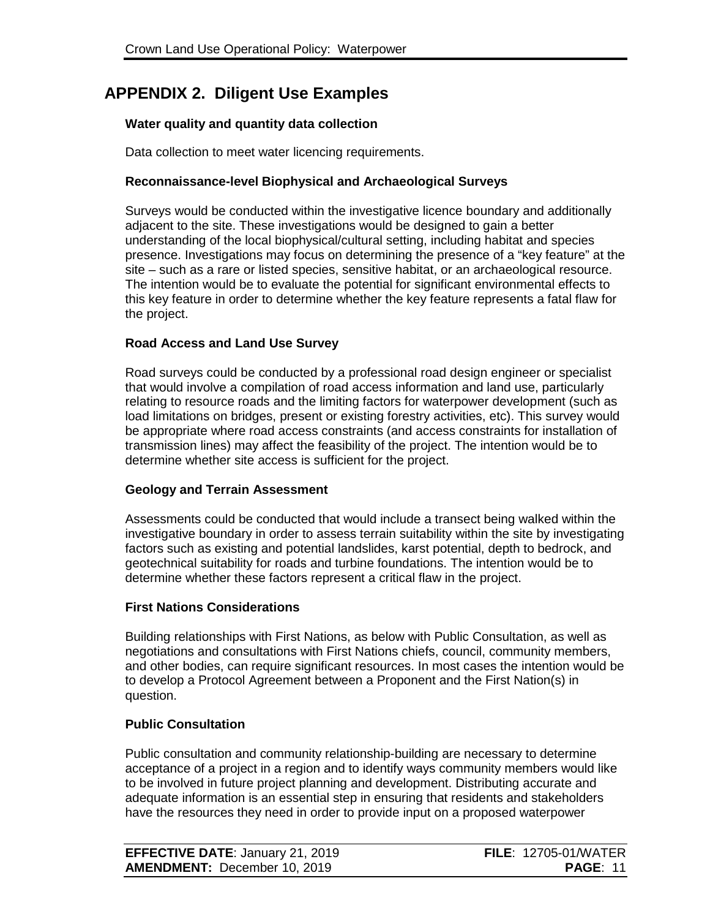# APPENDIX 2. Diligent Use Examples

**Water quality and quantity data collection**

Data collection to meet water licencing requirements.

**Reconnaissance-level Biophysical and Archaeological Surveys**

Surveys would be conducted within the investigative licence boundary and additionally adjacent to the site. These investigations would be designed to gain a better understanding of the local biophysical/cultural setting, including habitat and species presence. Investigations may focus on determining the presence of a "key feature" at the site – such as a rare or listed species, sensitive habitat, or an archaeological resource. The intention would be to evaluate the potential for significant environmental effects to this key feature in order to determine whether the key feature represents a fatal flaw for the project.

**Road Access and Land Use Survey**

Road surveys could be conducted by a professional road design engineer or specialist that would involve a compilation of road access information and land use, particularly relating to resource roads and the limiting factors for waterpower development (such as load limitations on bridges, present or existing forestry activities, etc). This survey would be appropriate where road access constraints (and access constraints for installation of transmission lines) may affect the feasibility of the project. The intention would be to determine whether site access is sufficient for the project.

**Geology and Terrain Assessment**

Assessments could be conducted that would include a transect being walked within the investigative boundary in order to assess terrain suitability within the site by investigating factors such as existing and potential landslides, karst potential, depth to bedrock, and geotechnical suitability for roads and turbine foundations. The intention would be to determine whether these factors represent a critical flaw in the project.

**First Nations Considerations**

Building relationships with First Nations, as below with Public Consultation, as well as negotiations and consultations with First Nations chiefs, council, community members, and other bodies, can require significant resources. In most cases the intention would be to develop a Protocol Agreement between a Proponent and the First Nation(s) in question.

**Public Consultation**

Public consultation and community relationship-building are necessary to determine acceptance of a project in a region and to identify ways community members would like to be involved in future project planning and development. Distributing accurate and adequate information is an essential step in ensuring that residents and stakeholders have the resources they need in order to provide input on a proposed waterpower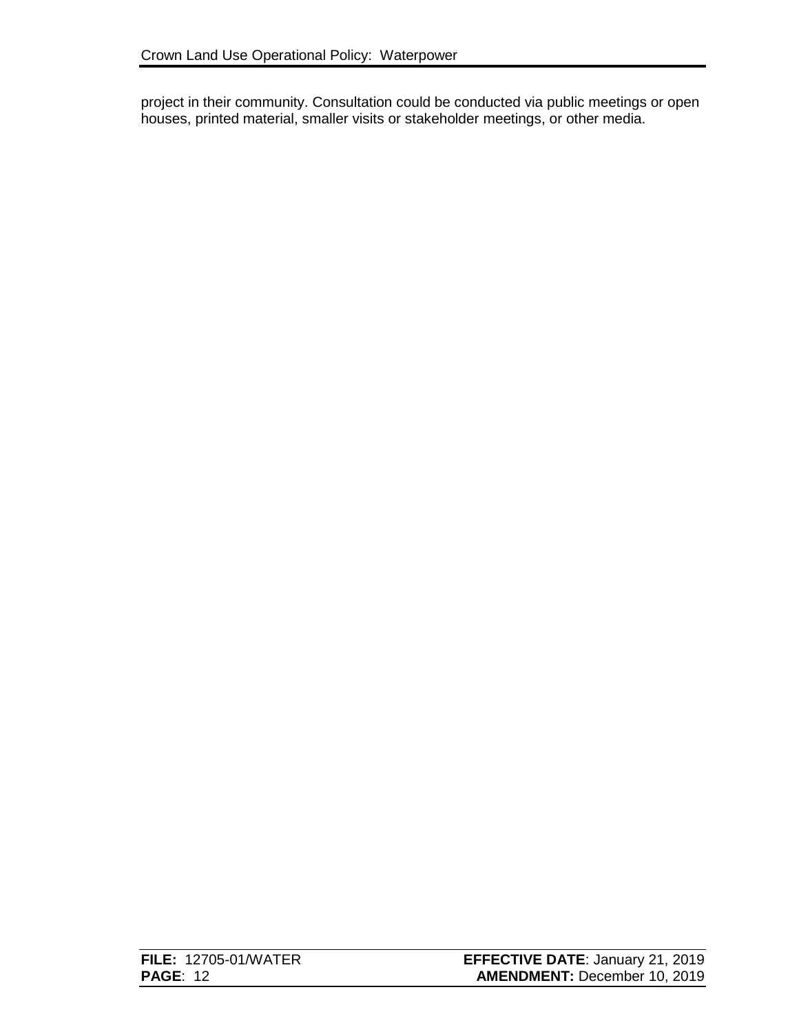project in their community. Consultation could be conducted via public meetings or open houses, printed material, smaller visits or stakeholder meetings, or other media.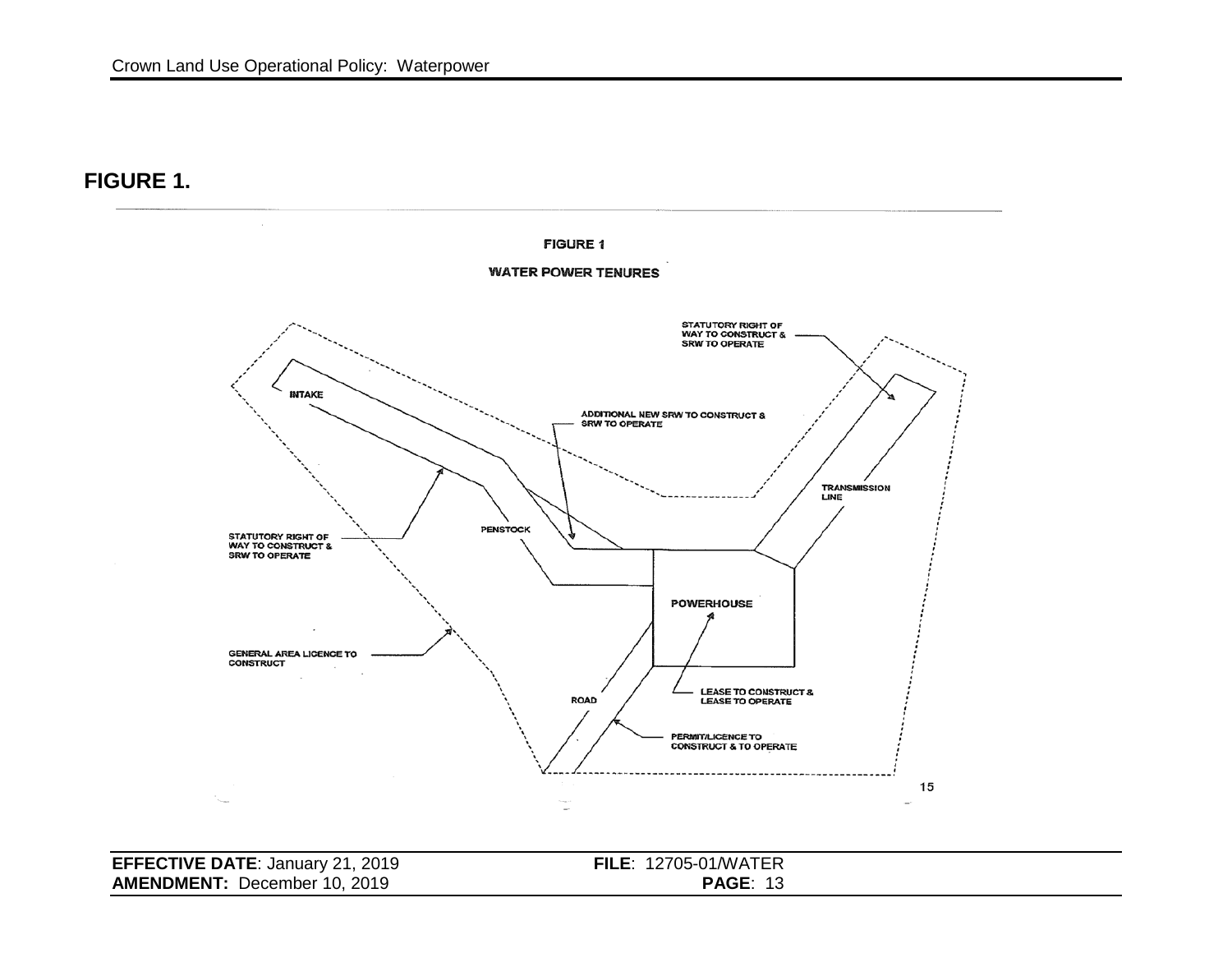## FIGURE 1.

FIGURE 1

WATER POWER TENURES

STATUTORY RIGHT OF WAY TO CONSTRUCT & SRW TO OPERATE

INTAKE

ADDITIONAL NEW SRW TO CONSTRUCT & SRW TO OPERATE

TRANSMISSION LINE

PENSTOCK

STATUTORY RIGHT OF WAY TO CONSTRUCT & SRW TO OPERATE

POWERHOUSE

GENERAL AREA LICENCE TO CONSTRUCT

ROAD

LEASE TO CONSTRUCT & LEASE TO OPERATE

PERMIT/LICENCE TO CONSTRUCT & TO OPERATE

15

**EFFECTIVE DATE**: January 21, 2019 **FILE**: 12705-01/WATER
**AMENDMENT:** December 10, 2019